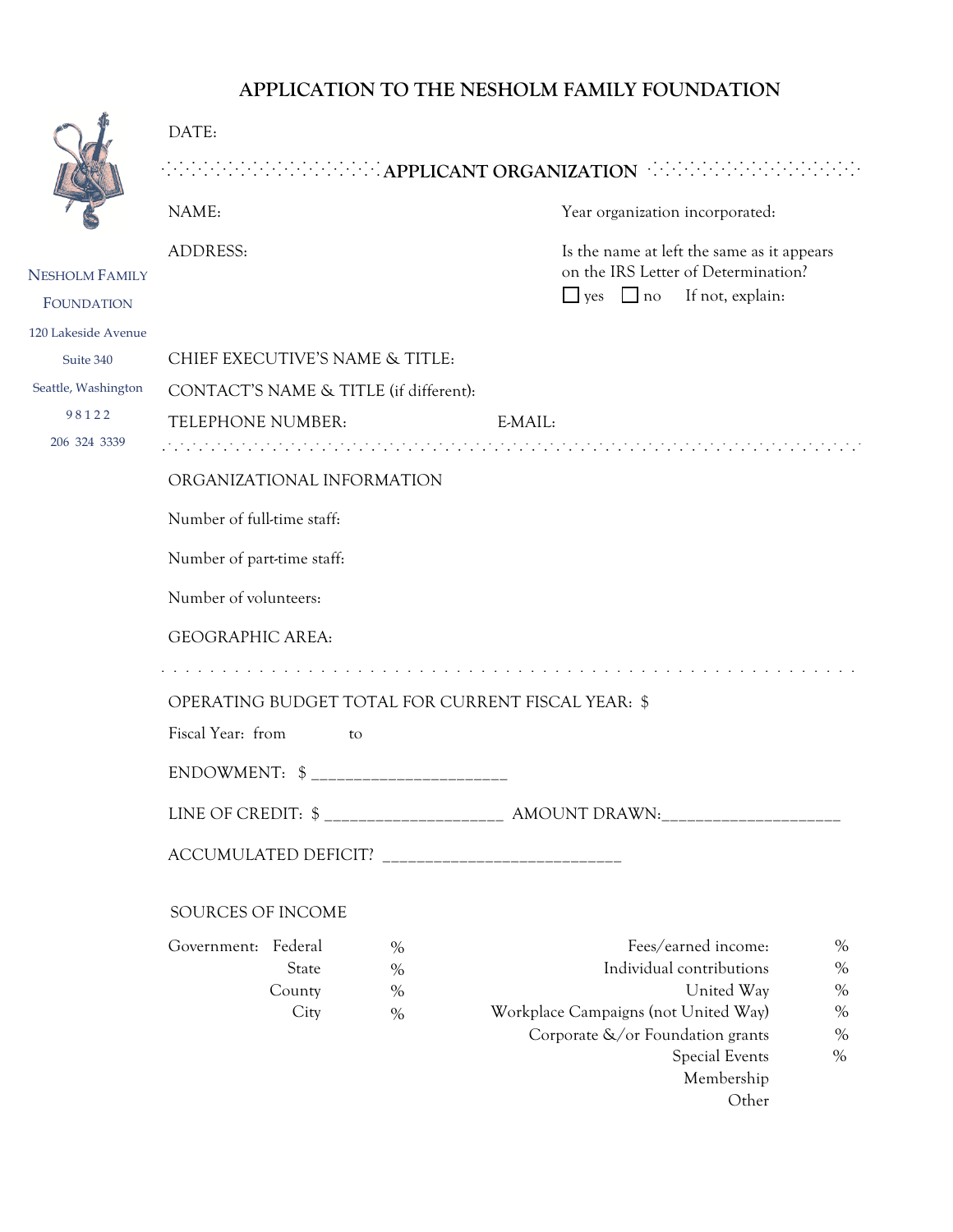# APPLICATION TO THE NESHOLM FAMILY FOUNDATION

NESHOLM FAMILY FOUNDATION
120 Lakeside Avenue
Suite 340
Seattle, Washington
98122
206 324 3339

DATE:

## APPLICANT ORGANIZATION

NAME:

Year organization incorporated:

ADDRESS:

Is the name at left the same as it appears on the IRS Letter of Determination?
☐ yes ☐ no If not, explain:

CHIEF EXECUTIVE'S NAME & TITLE:

CONTACT'S NAME & TITLE (if different):

TELEPHONE NUMBER: E-MAIL:

---

ORGANIZATIONAL INFORMATION

Number of full-time staff:

Number of part-time staff:

Number of volunteers:

GEOGRAPHIC AREA:

---

OPERATING BUDGET TOTAL FOR CURRENT FISCAL YEAR: $

Fiscal Year: from to

ENDOWMENT: $ ______________________

LINE OF CREDIT: $ ____________________ AMOUNT DRAWN:____________________

ACCUMULATED DEFICIT? ___________________________

SOURCES OF INCOME

| | | | | |
|---|---|---|---|---|
| Government: | Federal | % | Fees/earned income: | % |
| | State | % | Individual contributions | % |
| | County | % | United Way | % |
| | City | % | Workplace Campaigns (not United Way) | % |
| | | | Corporate &/or Foundation grants | % |
| | | | Special Events | % |
| | | | Membership | |
| | | | Other | |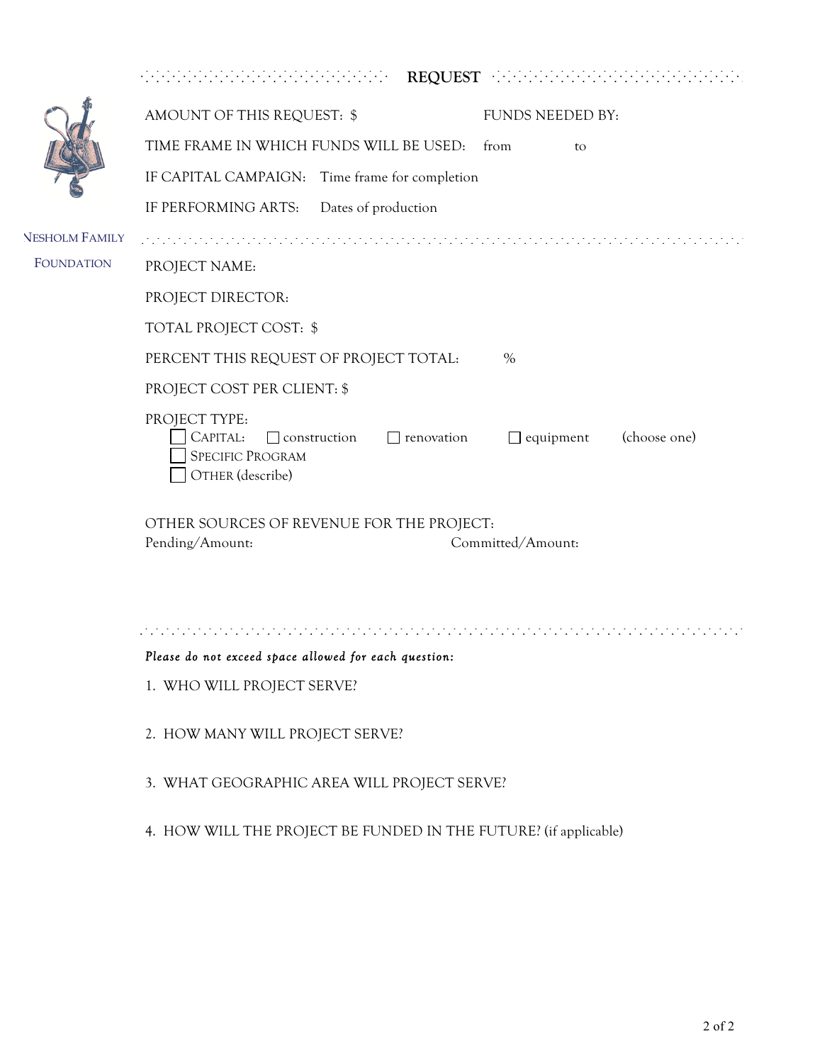## REQUEST

AMOUNT OF THIS REQUEST: $ FUNDS NEEDED BY:

TIME FRAME IN WHICH FUNDS WILL BE USED: from to

IF CAPITAL CAMPAIGN: Time frame for completion

IF PERFORMING ARTS: Dates of production

NESHOLM FAMILY FOUNDATION

PROJECT NAME:

PROJECT DIRECTOR:

TOTAL PROJECT COST: $

PERCENT THIS REQUEST OF PROJECT TOTAL: %

PROJECT COST PER CLIENT: $

PROJECT TYPE:

- ☐ CAPITAL: ☐ construction ☐ renovation ☐ equipment (choose one)
- ☐ SPECIFIC PROGRAM
- ☐ OTHER (describe)

OTHER SOURCES OF REVENUE FOR THE PROJECT:

Pending/Amount: Committed/Amount:

*Please do not exceed space allowed for each question:*

1. WHO WILL PROJECT SERVE?
2. HOW MANY WILL PROJECT SERVE?
3. WHAT GEOGRAPHIC AREA WILL PROJECT SERVE?
4. HOW WILL THE PROJECT BE FUNDED IN THE FUTURE? (if applicable)